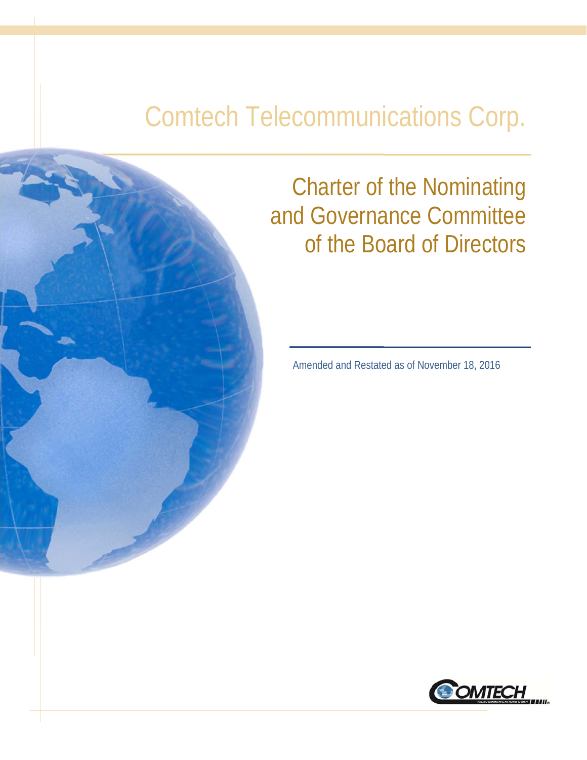# Comtech Telecommunications Corp.

## Charter of the Nominating and Governance Committee of the Board of Directors

Amended and Restated as of November 18, 2016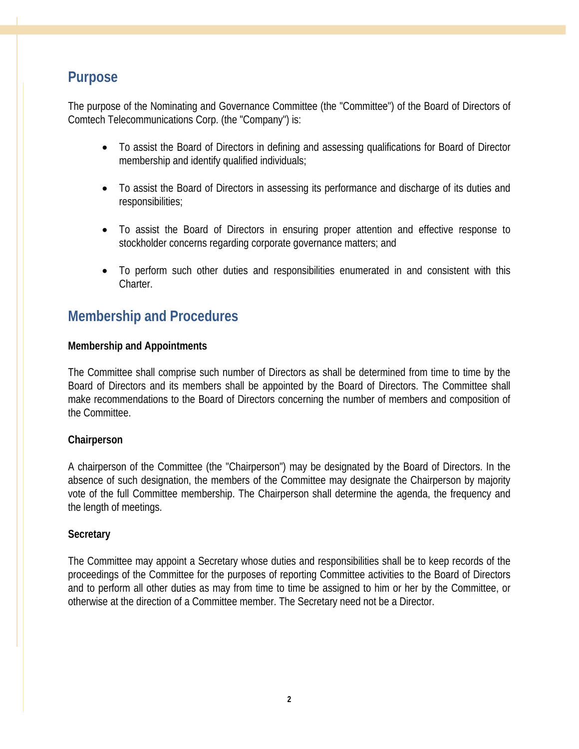## Purpose

The purpose of the Nominating and Governance Committee (the "Committee") of the Board of Directors of Comtech Telecommunications Corp. (the "Company") is:

- To assist the Board of Directors in defining and assessing qualifications for Board of Director membership and identify qualified individuals;
- To assist the Board of Directors in assessing its performance and discharge of its duties and responsibilities;
- To assist the Board of Directors in ensuring proper attention and effective response to stockholder concerns regarding corporate governance matters; and
- To perform such other duties and responsibilities enumerated in and consistent with this Charter.

## Membership and Procedures

**Membership and Appointments**

The Committee shall comprise such number of Directors as shall be determined from time to time by the Board of Directors and its members shall be appointed by the Board of Directors. The Committee shall make recommendations to the Board of Directors concerning the number of members and composition of the Committee.

**Chairperson**

A chairperson of the Committee (the "Chairperson") may be designated by the Board of Directors. In the absence of such designation, the members of the Committee may designate the Chairperson by majority vote of the full Committee membership. The Chairperson shall determine the agenda, the frequency and the length of meetings.

**Secretary**

The Committee may appoint a Secretary whose duties and responsibilities shall be to keep records of the proceedings of the Committee for the purposes of reporting Committee activities to the Board of Directors and to perform all other duties as may from time to time be assigned to him or her by the Committee, or otherwise at the direction of a Committee member. The Secretary need not be a Director.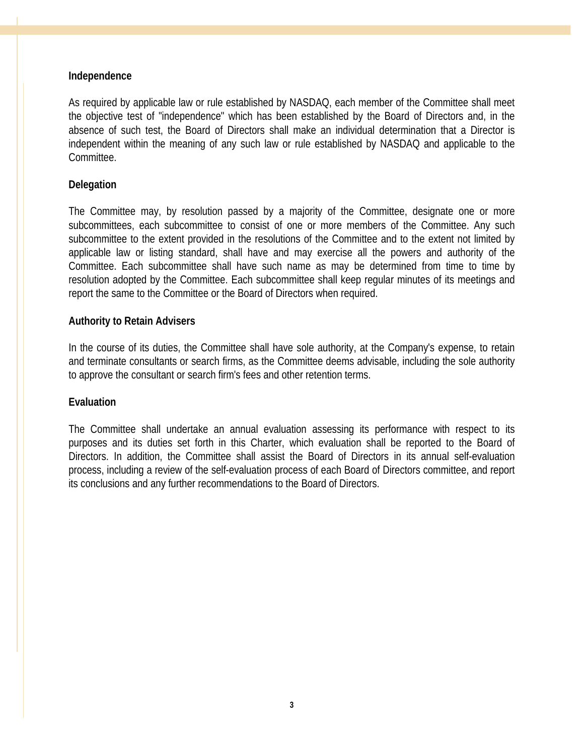### Independence

As required by applicable law or rule established by NASDAQ, each member of the Committee shall meet the objective test of "independence" which has been established by the Board of Directors and, in the absence of such test, the Board of Directors shall make an individual determination that a Director is independent within the meaning of any such law or rule established by NASDAQ and applicable to the Committee.

### Delegation

The Committee may, by resolution passed by a majority of the Committee, designate one or more subcommittees, each subcommittee to consist of one or more members of the Committee. Any such subcommittee to the extent provided in the resolutions of the Committee and to the extent not limited by applicable law or listing standard, shall have and may exercise all the powers and authority of the Committee. Each subcommittee shall have such name as may be determined from time to time by resolution adopted by the Committee. Each subcommittee shall keep regular minutes of its meetings and report the same to the Committee or the Board of Directors when required.

### Authority to Retain Advisers

In the course of its duties, the Committee shall have sole authority, at the Company's expense, to retain and terminate consultants or search firms, as the Committee deems advisable, including the sole authority to approve the consultant or search firm's fees and other retention terms.

### Evaluation

The Committee shall undertake an annual evaluation assessing its performance with respect to its purposes and its duties set forth in this Charter, which evaluation shall be reported to the Board of Directors. In addition, the Committee shall assist the Board of Directors in its annual self-evaluation process, including a review of the self-evaluation process of each Board of Directors committee, and report its conclusions and any further recommendations to the Board of Directors.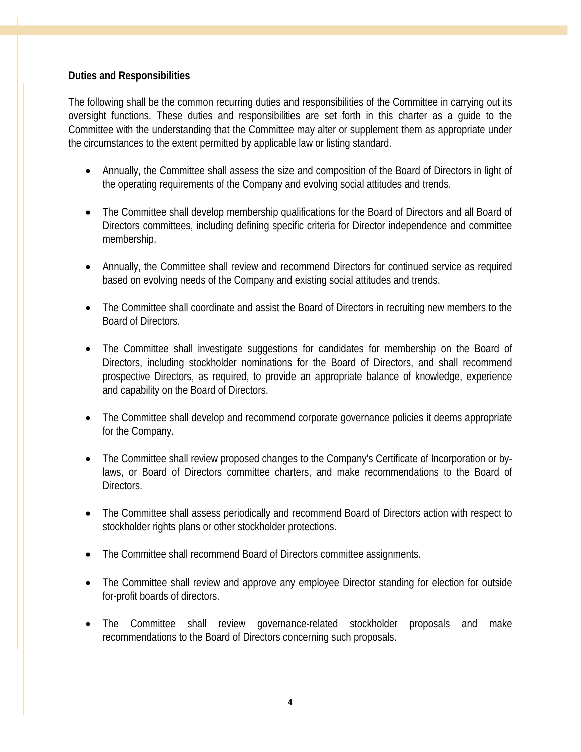**Duties and Responsibilities**

The following shall be the common recurring duties and responsibilities of the Committee in carrying out its oversight functions. These duties and responsibilities are set forth in this charter as a guide to the Committee with the understanding that the Committee may alter or supplement them as appropriate under the circumstances to the extent permitted by applicable law or listing standard.

- Annually, the Committee shall assess the size and composition of the Board of Directors in light of the operating requirements of the Company and evolving social attitudes and trends.

- The Committee shall develop membership qualifications for the Board of Directors and all Board of Directors committees, including defining specific criteria for Director independence and committee membership.

- Annually, the Committee shall review and recommend Directors for continued service as required based on evolving needs of the Company and existing social attitudes and trends.

- The Committee shall coordinate and assist the Board of Directors in recruiting new members to the Board of Directors.

- The Committee shall investigate suggestions for candidates for membership on the Board of Directors, including stockholder nominations for the Board of Directors, and shall recommend prospective Directors, as required, to provide an appropriate balance of knowledge, experience and capability on the Board of Directors.

- The Committee shall develop and recommend corporate governance policies it deems appropriate for the Company.

- The Committee shall review proposed changes to the Company's Certificate of Incorporation or by-laws, or Board of Directors committee charters, and make recommendations to the Board of Directors.

- The Committee shall assess periodically and recommend Board of Directors action with respect to stockholder rights plans or other stockholder protections.

- The Committee shall recommend Board of Directors committee assignments.

- The Committee shall review and approve any employee Director standing for election for outside for-profit boards of directors.

- The Committee shall review governance-related stockholder proposals and make recommendations to the Board of Directors concerning such proposals.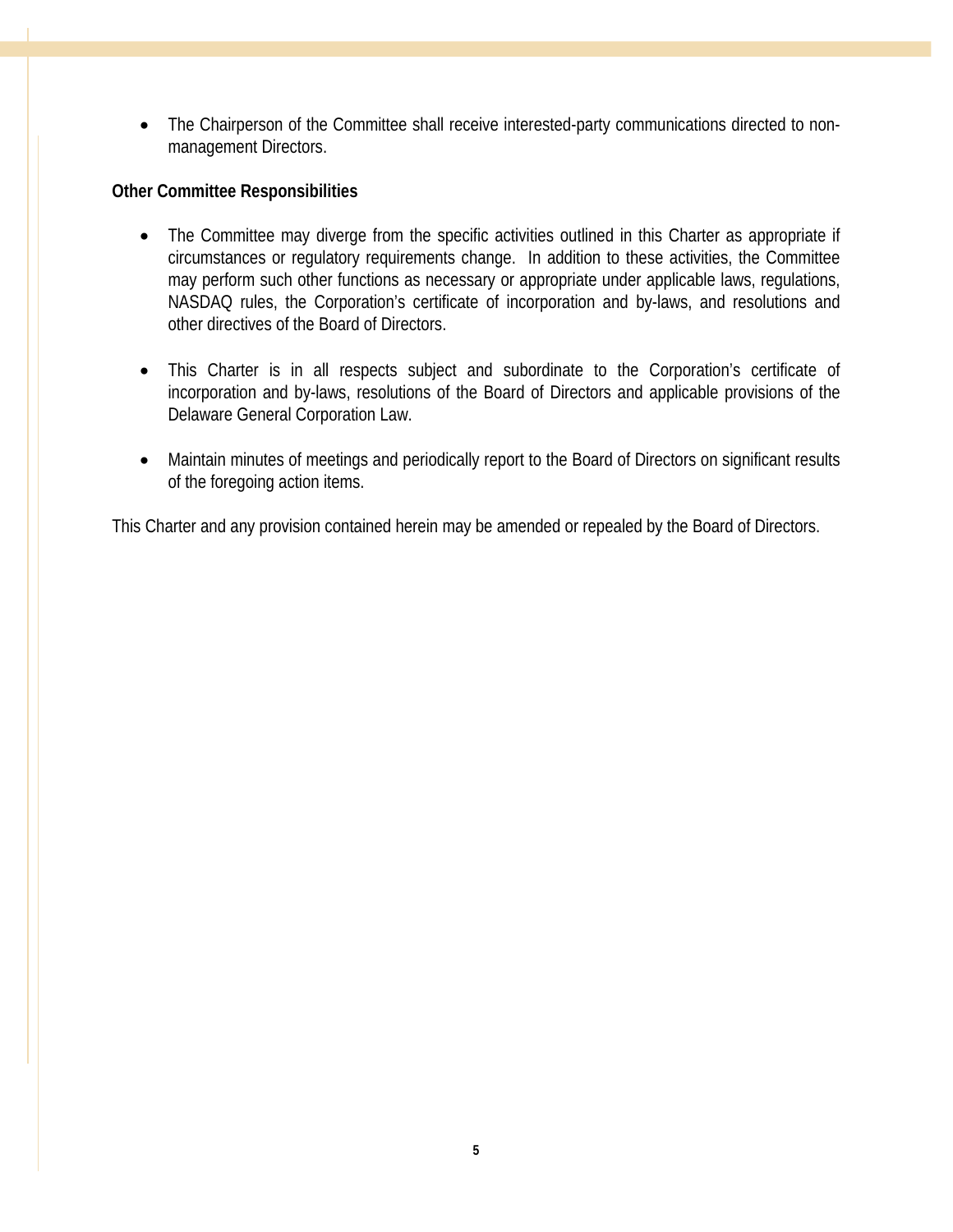- The Chairperson of the Committee shall receive interested-party communications directed to non-management Directors.

**Other Committee Responsibilities**

- The Committee may diverge from the specific activities outlined in this Charter as appropriate if circumstances or regulatory requirements change. In addition to these activities, the Committee may perform such other functions as necessary or appropriate under applicable laws, regulations, NASDAQ rules, the Corporation's certificate of incorporation and by-laws, and resolutions and other directives of the Board of Directors.

- This Charter is in all respects subject and subordinate to the Corporation's certificate of incorporation and by-laws, resolutions of the Board of Directors and applicable provisions of the Delaware General Corporation Law.

- Maintain minutes of meetings and periodically report to the Board of Directors on significant results of the foregoing action items.

This Charter and any provision contained herein may be amended or repealed by the Board of Directors.